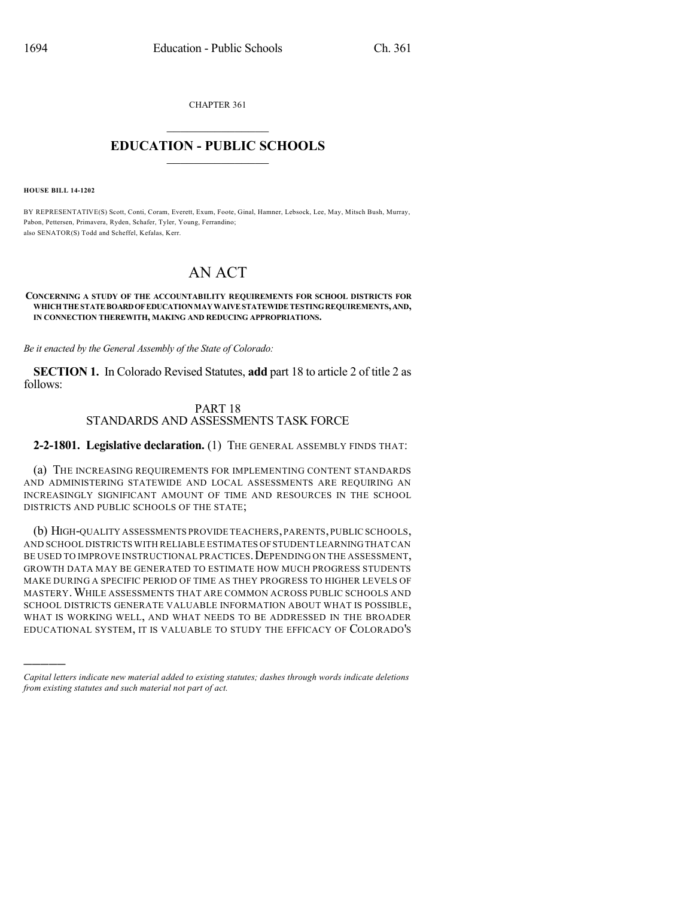CHAPTER 361

# EDUCATION - PUBLIC SCHOOLS

**HOUSE BILL 14-1202**

BY REPRESENTATIVE(S) Scott, Conti, Coram, Everett, Exum, Foote, Ginal, Hamner, Lebsock, Lee, May, Mitsch Bush, Murray, Pabon, Pettersen, Primavera, Ryden, Schafer, Tyler, Young, Ferrandino;
also SENATOR(S) Todd and Scheffel, Kefalas, Kerr.

# AN ACT

**CONCERNING A STUDY OF THE ACCOUNTABILITY REQUIREMENTS FOR SCHOOL DISTRICTS FOR WHICH THE STATE BOARD OF EDUCATION MAY WAIVE STATEWIDE TESTING REQUIREMENTS, AND, IN CONNECTION THEREWITH, MAKING AND REDUCING APPROPRIATIONS.**

*Be it enacted by the General Assembly of the State of Colorado:*

**SECTION 1.** In Colorado Revised Statutes, **add** part 18 to article 2 of title 2 as follows:

PART 18
STANDARDS AND ASSESSMENTS TASK FORCE

**2-2-1801. Legislative declaration.** (1) THE GENERAL ASSEMBLY FINDS THAT:

(a) THE INCREASING REQUIREMENTS FOR IMPLEMENTING CONTENT STANDARDS AND ADMINISTERING STATEWIDE AND LOCAL ASSESSMENTS ARE REQUIRING AN INCREASINGLY SIGNIFICANT AMOUNT OF TIME AND RESOURCES IN THE SCHOOL DISTRICTS AND PUBLIC SCHOOLS OF THE STATE;

(b) HIGH-QUALITY ASSESSMENTS PROVIDE TEACHERS, PARENTS, PUBLIC SCHOOLS, AND SCHOOL DISTRICTS WITH RELIABLE ESTIMATES OF STUDENT LEARNING THAT CAN BE USED TO IMPROVE INSTRUCTIONAL PRACTICES. DEPENDING ON THE ASSESSMENT, GROWTH DATA MAY BE GENERATED TO ESTIMATE HOW MUCH PROGRESS STUDENTS MAKE DURING A SPECIFIC PERIOD OF TIME AS THEY PROGRESS TO HIGHER LEVELS OF MASTERY. WHILE ASSESSMENTS THAT ARE COMMON ACROSS PUBLIC SCHOOLS AND SCHOOL DISTRICTS GENERATE VALUABLE INFORMATION ABOUT WHAT IS POSSIBLE, WHAT IS WORKING WELL, AND WHAT NEEDS TO BE ADDRESSED IN THE BROADER EDUCATIONAL SYSTEM, IT IS VALUABLE TO STUDY THE EFFICACY OF COLORADO'S

*Capital letters indicate new material added to existing statutes; dashes through words indicate deletions from existing statutes and such material not part of act.*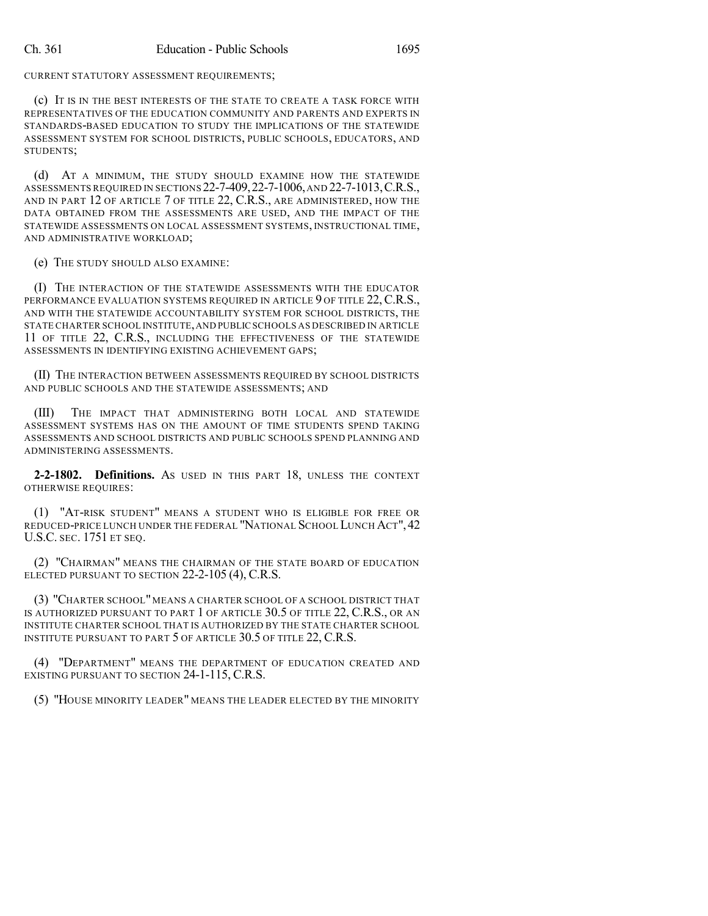CURRENT STATUTORY ASSESSMENT REQUIREMENTS;

(c) IT IS IN THE BEST INTERESTS OF THE STATE TO CREATE A TASK FORCE WITH REPRESENTATIVES OF THE EDUCATION COMMUNITY AND PARENTS AND EXPERTS IN STANDARDS-BASED EDUCATION TO STUDY THE IMPLICATIONS OF THE STATEWIDE ASSESSMENT SYSTEM FOR SCHOOL DISTRICTS, PUBLIC SCHOOLS, EDUCATORS, AND STUDENTS;

(d) AT A MINIMUM, THE STUDY SHOULD EXAMINE HOW THE STATEWIDE ASSESSMENTS REQUIRED IN SECTIONS 22-7-409, 22-7-1006, AND 22-7-1013, C.R.S., AND IN PART 12 OF ARTICLE 7 OF TITLE 22, C.R.S., ARE ADMINISTERED, HOW THE DATA OBTAINED FROM THE ASSESSMENTS ARE USED, AND THE IMPACT OF THE STATEWIDE ASSESSMENTS ON LOCAL ASSESSMENT SYSTEMS, INSTRUCTIONAL TIME, AND ADMINISTRATIVE WORKLOAD;

(e) THE STUDY SHOULD ALSO EXAMINE:

(I) THE INTERACTION OF THE STATEWIDE ASSESSMENTS WITH THE EDUCATOR PERFORMANCE EVALUATION SYSTEMS REQUIRED IN ARTICLE 9 OF TITLE 22, C.R.S., AND WITH THE STATEWIDE ACCOUNTABILITY SYSTEM FOR SCHOOL DISTRICTS, THE STATE CHARTER SCHOOL INSTITUTE, AND PUBLIC SCHOOLS AS DESCRIBED IN ARTICLE 11 OF TITLE 22, C.R.S., INCLUDING THE EFFECTIVENESS OF THE STATEWIDE ASSESSMENTS IN IDENTIFYING EXISTING ACHIEVEMENT GAPS;

(II) THE INTERACTION BETWEEN ASSESSMENTS REQUIRED BY SCHOOL DISTRICTS AND PUBLIC SCHOOLS AND THE STATEWIDE ASSESSMENTS; AND

(III) THE IMPACT THAT ADMINISTERING BOTH LOCAL AND STATEWIDE ASSESSMENT SYSTEMS HAS ON THE AMOUNT OF TIME STUDENTS SPEND TAKING ASSESSMENTS AND SCHOOL DISTRICTS AND PUBLIC SCHOOLS SPEND PLANNING AND ADMINISTERING ASSESSMENTS.

**2-2-1802. Definitions.** AS USED IN THIS PART 18, UNLESS THE CONTEXT OTHERWISE REQUIRES:

(1) "AT-RISK STUDENT" MEANS A STUDENT WHO IS ELIGIBLE FOR FREE OR REDUCED-PRICE LUNCH UNDER THE FEDERAL "NATIONAL SCHOOL LUNCH ACT", 42 U.S.C. SEC. 1751 ET SEQ.

(2) "CHAIRMAN" MEANS THE CHAIRMAN OF THE STATE BOARD OF EDUCATION ELECTED PURSUANT TO SECTION 22-2-105 (4), C.R.S.

(3) "CHARTER SCHOOL" MEANS A CHARTER SCHOOL OF A SCHOOL DISTRICT THAT IS AUTHORIZED PURSUANT TO PART 1 OF ARTICLE 30.5 OF TITLE 22, C.R.S., OR AN INSTITUTE CHARTER SCHOOL THAT IS AUTHORIZED BY THE STATE CHARTER SCHOOL INSTITUTE PURSUANT TO PART 5 OF ARTICLE 30.5 OF TITLE 22, C.R.S.

(4) "DEPARTMENT" MEANS THE DEPARTMENT OF EDUCATION CREATED AND EXISTING PURSUANT TO SECTION 24-1-115, C.R.S.

(5) "HOUSE MINORITY LEADER" MEANS THE LEADER ELECTED BY THE MINORITY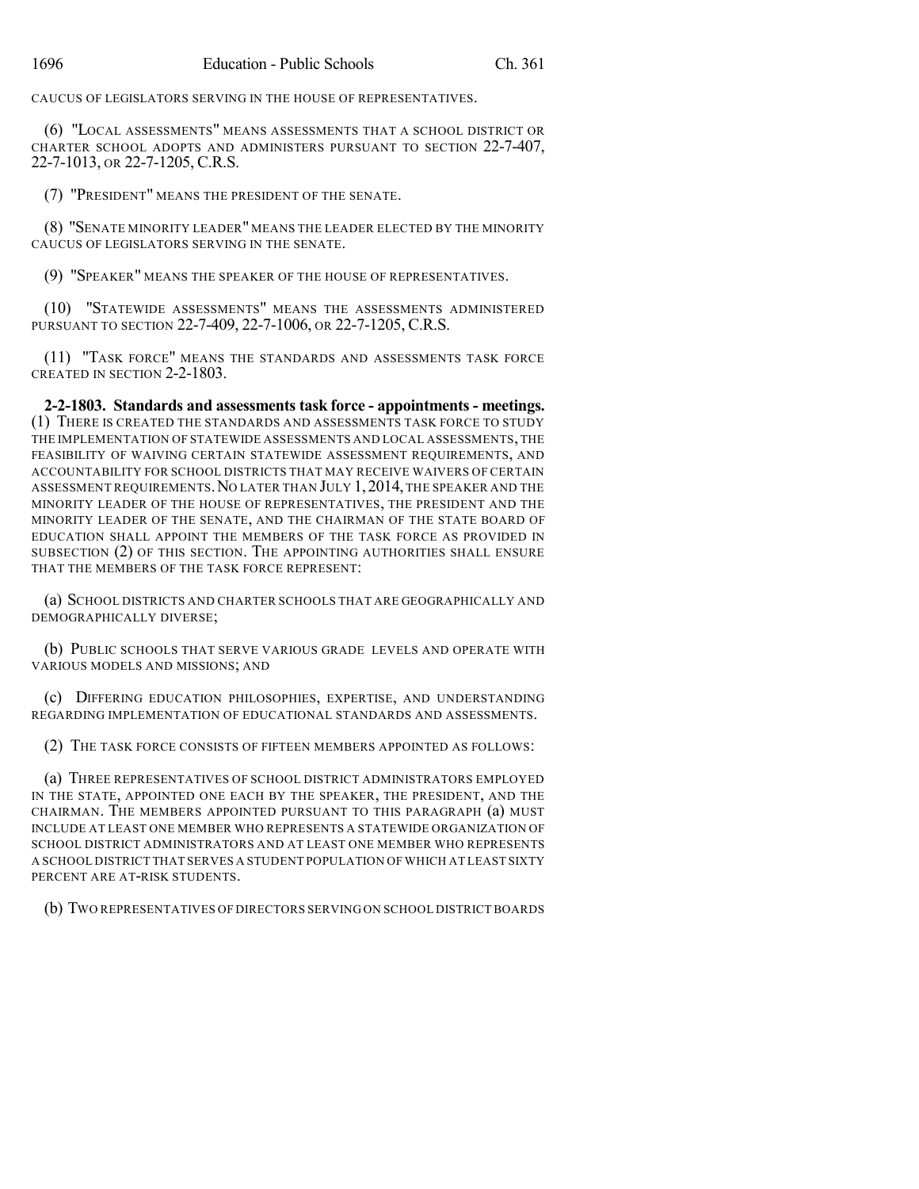CAUCUS OF LEGISLATORS SERVING IN THE HOUSE OF REPRESENTATIVES.

(6) "LOCAL ASSESSMENTS" MEANS ASSESSMENTS THAT A SCHOOL DISTRICT OR CHARTER SCHOOL ADOPTS AND ADMINISTERS PURSUANT TO SECTION 22-7-407, 22-7-1013, OR 22-7-1205, C.R.S.

(7) "PRESIDENT" MEANS THE PRESIDENT OF THE SENATE.

(8) "SENATE MINORITY LEADER" MEANS THE LEADER ELECTED BY THE MINORITY CAUCUS OF LEGISLATORS SERVING IN THE SENATE.

(9) "SPEAKER" MEANS THE SPEAKER OF THE HOUSE OF REPRESENTATIVES.

(10) "STATEWIDE ASSESSMENTS" MEANS THE ASSESSMENTS ADMINISTERED PURSUANT TO SECTION 22-7-409, 22-7-1006, OR 22-7-1205, C.R.S.

(11) "TASK FORCE" MEANS THE STANDARDS AND ASSESSMENTS TASK FORCE CREATED IN SECTION 2-2-1803.

**2-2-1803. Standards and assessments task force - appointments - meetings.** (1) THERE IS CREATED THE STANDARDS AND ASSESSMENTS TASK FORCE TO STUDY THE IMPLEMENTATION OF STATEWIDE ASSESSMENTS AND LOCAL ASSESSMENTS, THE FEASIBILITY OF WAIVING CERTAIN STATEWIDE ASSESSMENT REQUIREMENTS, AND ACCOUNTABILITY FOR SCHOOL DISTRICTS THAT MAY RECEIVE WAIVERS OF CERTAIN ASSESSMENT REQUIREMENTS. NO LATER THAN JULY 1, 2014, THE SPEAKER AND THE MINORITY LEADER OF THE HOUSE OF REPRESENTATIVES, THE PRESIDENT AND THE MINORITY LEADER OF THE SENATE, AND THE CHAIRMAN OF THE STATE BOARD OF EDUCATION SHALL APPOINT THE MEMBERS OF THE TASK FORCE AS PROVIDED IN SUBSECTION (2) OF THIS SECTION. THE APPOINTING AUTHORITIES SHALL ENSURE THAT THE MEMBERS OF THE TASK FORCE REPRESENT:

(a) SCHOOL DISTRICTS AND CHARTER SCHOOLS THAT ARE GEOGRAPHICALLY AND DEMOGRAPHICALLY DIVERSE;

(b) PUBLIC SCHOOLS THAT SERVE VARIOUS GRADE LEVELS AND OPERATE WITH VARIOUS MODELS AND MISSIONS; AND

(c) DIFFERING EDUCATION PHILOSOPHIES, EXPERTISE, AND UNDERSTANDING REGARDING IMPLEMENTATION OF EDUCATIONAL STANDARDS AND ASSESSMENTS.

(2) THE TASK FORCE CONSISTS OF FIFTEEN MEMBERS APPOINTED AS FOLLOWS:

(a) THREE REPRESENTATIVES OF SCHOOL DISTRICT ADMINISTRATORS EMPLOYED IN THE STATE, APPOINTED ONE EACH BY THE SPEAKER, THE PRESIDENT, AND THE CHAIRMAN. THE MEMBERS APPOINTED PURSUANT TO THIS PARAGRAPH (a) MUST INCLUDE AT LEAST ONE MEMBER WHO REPRESENTS A STATEWIDE ORGANIZATION OF SCHOOL DISTRICT ADMINISTRATORS AND AT LEAST ONE MEMBER WHO REPRESENTS A SCHOOL DISTRICT THAT SERVES A STUDENT POPULATION OF WHICH AT LEAST SIXTY PERCENT ARE AT-RISK STUDENTS.

(b) TWO REPRESENTATIVES OF DIRECTORS SERVING ON SCHOOL DISTRICT BOARDS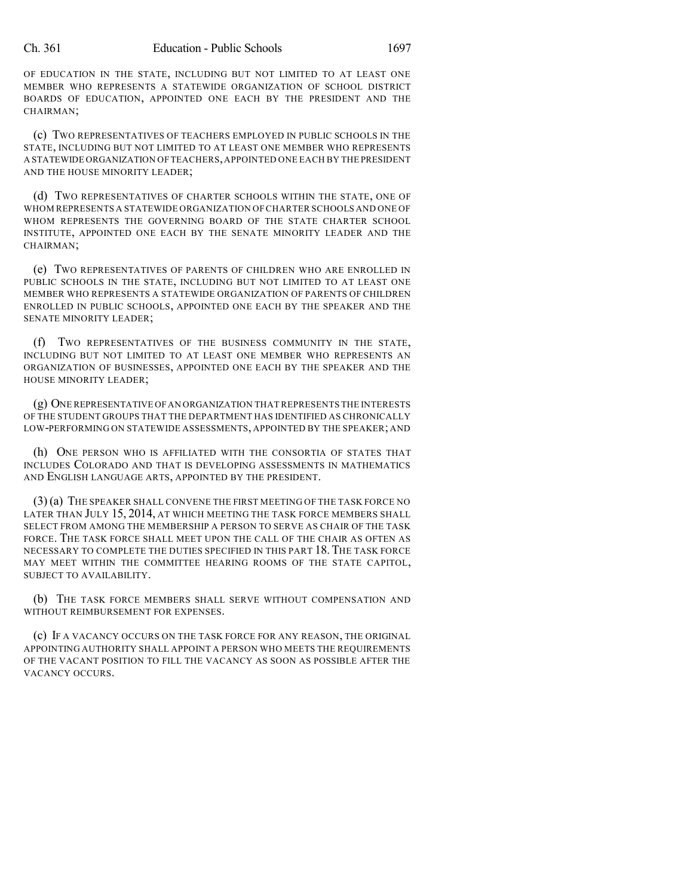OF EDUCATION IN THE STATE, INCLUDING BUT NOT LIMITED TO AT LEAST ONE MEMBER WHO REPRESENTS A STATEWIDE ORGANIZATION OF SCHOOL DISTRICT BOARDS OF EDUCATION, APPOINTED ONE EACH BY THE PRESIDENT AND THE CHAIRMAN;

(c) TWO REPRESENTATIVES OF TEACHERS EMPLOYED IN PUBLIC SCHOOLS IN THE STATE, INCLUDING BUT NOT LIMITED TO AT LEAST ONE MEMBER WHO REPRESENTS A STATEWIDE ORGANIZATION OF TEACHERS, APPOINTED ONE EACH BY THE PRESIDENT AND THE HOUSE MINORITY LEADER;

(d) TWO REPRESENTATIVES OF CHARTER SCHOOLS WITHIN THE STATE, ONE OF WHOM REPRESENTS A STATEWIDE ORGANIZATION OF CHARTER SCHOOLS AND ONE OF WHOM REPRESENTS THE GOVERNING BOARD OF THE STATE CHARTER SCHOOL INSTITUTE, APPOINTED ONE EACH BY THE SENATE MINORITY LEADER AND THE CHAIRMAN;

(e) TWO REPRESENTATIVES OF PARENTS OF CHILDREN WHO ARE ENROLLED IN PUBLIC SCHOOLS IN THE STATE, INCLUDING BUT NOT LIMITED TO AT LEAST ONE MEMBER WHO REPRESENTS A STATEWIDE ORGANIZATION OF PARENTS OF CHILDREN ENROLLED IN PUBLIC SCHOOLS, APPOINTED ONE EACH BY THE SPEAKER AND THE SENATE MINORITY LEADER;

(f) TWO REPRESENTATIVES OF THE BUSINESS COMMUNITY IN THE STATE, INCLUDING BUT NOT LIMITED TO AT LEAST ONE MEMBER WHO REPRESENTS AN ORGANIZATION OF BUSINESSES, APPOINTED ONE EACH BY THE SPEAKER AND THE HOUSE MINORITY LEADER;

(g) ONE REPRESENTATIVE OF AN ORGANIZATION THAT REPRESENTS THE INTERESTS OF THE STUDENT GROUPS THAT THE DEPARTMENT HAS IDENTIFIED AS CHRONICALLY LOW-PERFORMING ON STATEWIDE ASSESSMENTS, APPOINTED BY THE SPEAKER; AND

(h) ONE PERSON WHO IS AFFILIATED WITH THE CONSORTIA OF STATES THAT INCLUDES COLORADO AND THAT IS DEVELOPING ASSESSMENTS IN MATHEMATICS AND ENGLISH LANGUAGE ARTS, APPOINTED BY THE PRESIDENT.

(3) (a) THE SPEAKER SHALL CONVENE THE FIRST MEETING OF THE TASK FORCE NO LATER THAN JULY 15, 2014, AT WHICH MEETING THE TASK FORCE MEMBERS SHALL SELECT FROM AMONG THE MEMBERSHIP A PERSON TO SERVE AS CHAIR OF THE TASK FORCE. THE TASK FORCE SHALL MEET UPON THE CALL OF THE CHAIR AS OFTEN AS NECESSARY TO COMPLETE THE DUTIES SPECIFIED IN THIS PART 18. THE TASK FORCE MAY MEET WITHIN THE COMMITTEE HEARING ROOMS OF THE STATE CAPITOL, SUBJECT TO AVAILABILITY.

(b) THE TASK FORCE MEMBERS SHALL SERVE WITHOUT COMPENSATION AND WITHOUT REIMBURSEMENT FOR EXPENSES.

(c) IF A VACANCY OCCURS ON THE TASK FORCE FOR ANY REASON, THE ORIGINAL APPOINTING AUTHORITY SHALL APPOINT A PERSON WHO MEETS THE REQUIREMENTS OF THE VACANT POSITION TO FILL THE VACANCY AS SOON AS POSSIBLE AFTER THE VACANCY OCCURS.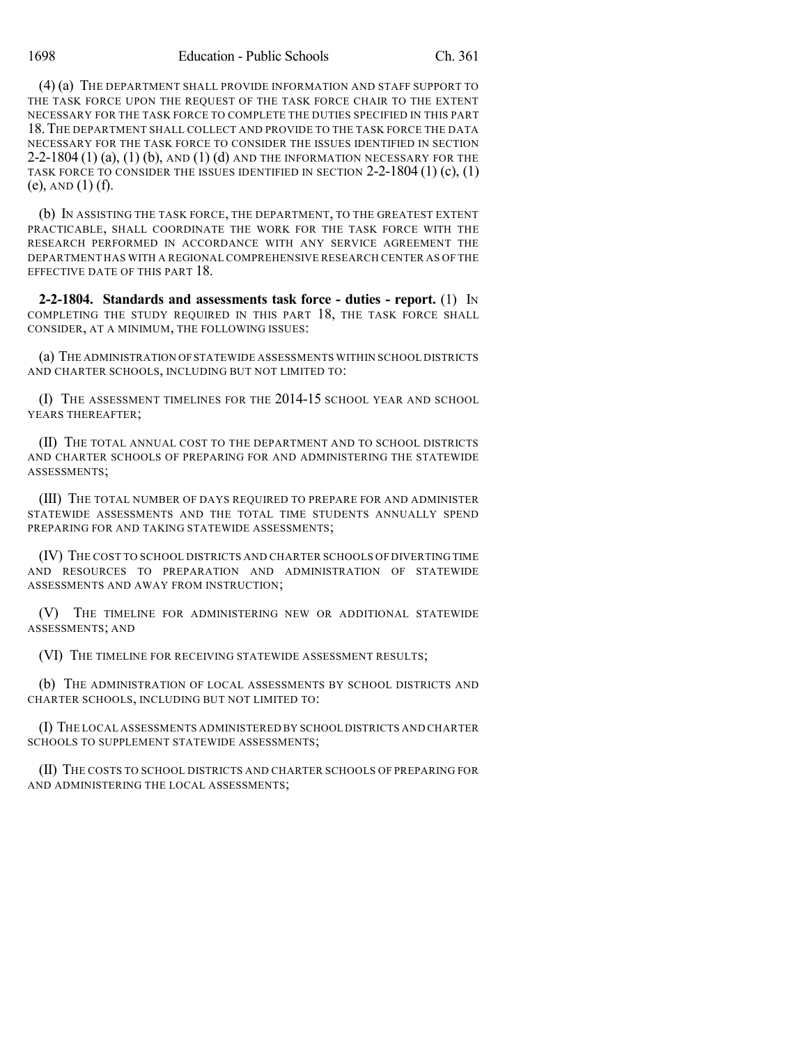(4) (a) THE DEPARTMENT SHALL PROVIDE INFORMATION AND STAFF SUPPORT TO THE TASK FORCE UPON THE REQUEST OF THE TASK FORCE CHAIR TO THE EXTENT NECESSARY FOR THE TASK FORCE TO COMPLETE THE DUTIES SPECIFIED IN THIS PART 18. THE DEPARTMENT SHALL COLLECT AND PROVIDE TO THE TASK FORCE THE DATA NECESSARY FOR THE TASK FORCE TO CONSIDER THE ISSUES IDENTIFIED IN SECTION 2-2-1804 (1) (a), (1) (b), AND (1) (d) AND THE INFORMATION NECESSARY FOR THE TASK FORCE TO CONSIDER THE ISSUES IDENTIFIED IN SECTION 2-2-1804 (1) (c), (1) (e), AND (1) (f).

(b) IN ASSISTING THE TASK FORCE, THE DEPARTMENT, TO THE GREATEST EXTENT PRACTICABLE, SHALL COORDINATE THE WORK FOR THE TASK FORCE WITH THE RESEARCH PERFORMED IN ACCORDANCE WITH ANY SERVICE AGREEMENT THE DEPARTMENT HAS WITH A REGIONAL COMPREHENSIVE RESEARCH CENTER AS OF THE EFFECTIVE DATE OF THIS PART 18.

**2-2-1804. Standards and assessments task force - duties - report.** (1) IN COMPLETING THE STUDY REQUIRED IN THIS PART 18, THE TASK FORCE SHALL CONSIDER, AT A MINIMUM, THE FOLLOWING ISSUES:

(a) THE ADMINISTRATION OF STATEWIDE ASSESSMENTS WITHIN SCHOOL DISTRICTS AND CHARTER SCHOOLS, INCLUDING BUT NOT LIMITED TO:

(I) THE ASSESSMENT TIMELINES FOR THE 2014-15 SCHOOL YEAR AND SCHOOL YEARS THEREAFTER;

(II) THE TOTAL ANNUAL COST TO THE DEPARTMENT AND TO SCHOOL DISTRICTS AND CHARTER SCHOOLS OF PREPARING FOR AND ADMINISTERING THE STATEWIDE ASSESSMENTS;

(III) THE TOTAL NUMBER OF DAYS REQUIRED TO PREPARE FOR AND ADMINISTER STATEWIDE ASSESSMENTS AND THE TOTAL TIME STUDENTS ANNUALLY SPEND PREPARING FOR AND TAKING STATEWIDE ASSESSMENTS;

(IV) THE COST TO SCHOOL DISTRICTS AND CHARTER SCHOOLS OF DIVERTING TIME AND RESOURCES TO PREPARATION AND ADMINISTRATION OF STATEWIDE ASSESSMENTS AND AWAY FROM INSTRUCTION;

(V) THE TIMELINE FOR ADMINISTERING NEW OR ADDITIONAL STATEWIDE ASSESSMENTS; AND

(VI) THE TIMELINE FOR RECEIVING STATEWIDE ASSESSMENT RESULTS;

(b) THE ADMINISTRATION OF LOCAL ASSESSMENTS BY SCHOOL DISTRICTS AND CHARTER SCHOOLS, INCLUDING BUT NOT LIMITED TO:

(I) THE LOCAL ASSESSMENTS ADMINISTERED BY SCHOOL DISTRICTS AND CHARTER SCHOOLS TO SUPPLEMENT STATEWIDE ASSESSMENTS;

(II) THE COSTS TO SCHOOL DISTRICTS AND CHARTER SCHOOLS OF PREPARING FOR AND ADMINISTERING THE LOCAL ASSESSMENTS;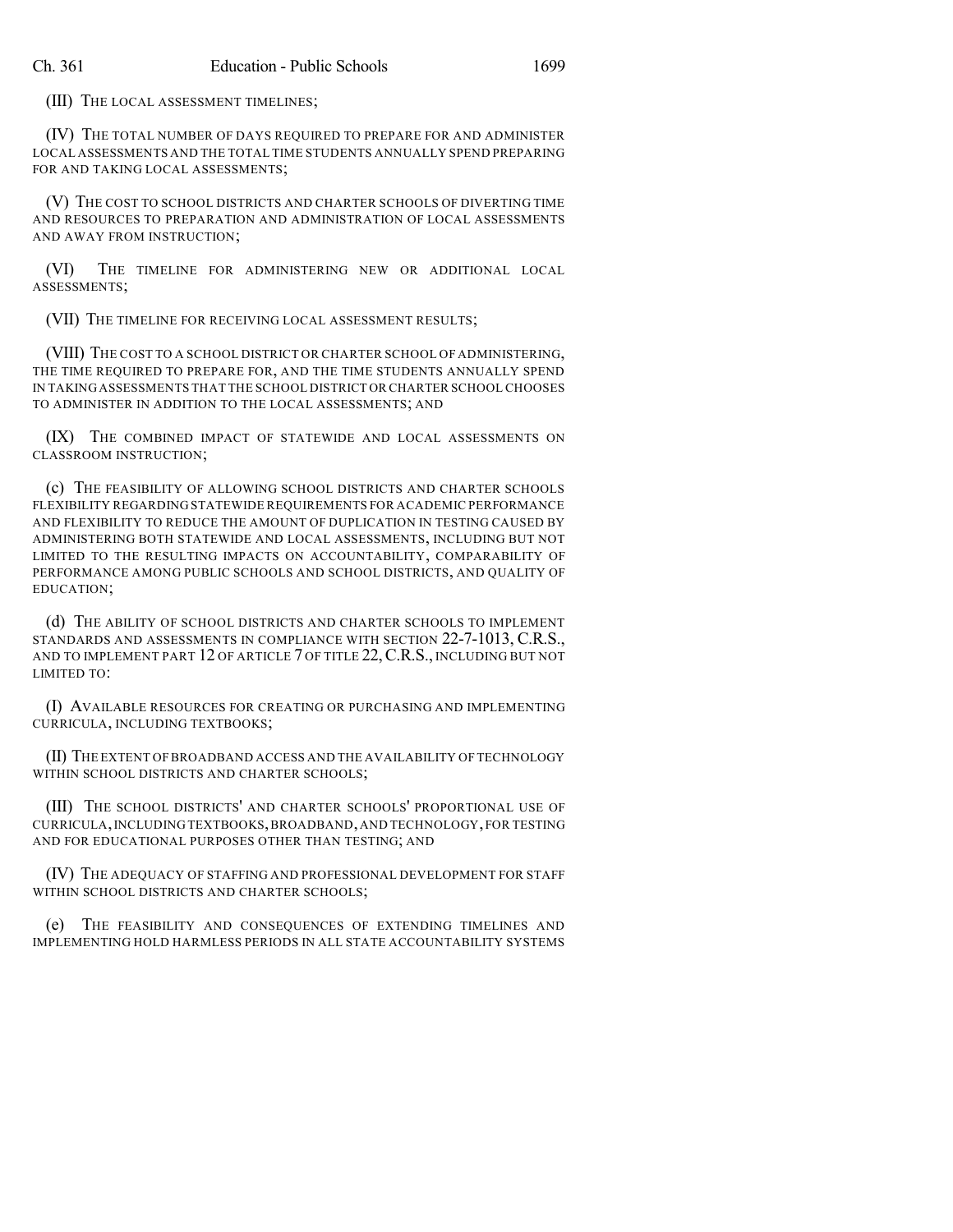(III) THE LOCAL ASSESSMENT TIMELINES;

(IV) THE TOTAL NUMBER OF DAYS REQUIRED TO PREPARE FOR AND ADMINISTER LOCAL ASSESSMENTS AND THE TOTAL TIME STUDENTS ANNUALLY SPEND PREPARING FOR AND TAKING LOCAL ASSESSMENTS;

(V) THE COST TO SCHOOL DISTRICTS AND CHARTER SCHOOLS OF DIVERTING TIME AND RESOURCES TO PREPARATION AND ADMINISTRATION OF LOCAL ASSESSMENTS AND AWAY FROM INSTRUCTION;

(VI) THE TIMELINE FOR ADMINISTERING NEW OR ADDITIONAL LOCAL ASSESSMENTS;

(VII) THE TIMELINE FOR RECEIVING LOCAL ASSESSMENT RESULTS;

(VIII) THE COST TO A SCHOOL DISTRICT OR CHARTER SCHOOL OF ADMINISTERING, THE TIME REQUIRED TO PREPARE FOR, AND THE TIME STUDENTS ANNUALLY SPEND IN TAKING ASSESSMENTS THAT THE SCHOOL DISTRICT OR CHARTER SCHOOL CHOOSES TO ADMINISTER IN ADDITION TO THE LOCAL ASSESSMENTS; AND

(IX) THE COMBINED IMPACT OF STATEWIDE AND LOCAL ASSESSMENTS ON CLASSROOM INSTRUCTION;

(c) THE FEASIBILITY OF ALLOWING SCHOOL DISTRICTS AND CHARTER SCHOOLS FLEXIBILITY REGARDING STATEWIDE REQUIREMENTS FOR ACADEMIC PERFORMANCE AND FLEXIBILITY TO REDUCE THE AMOUNT OF DUPLICATION IN TESTING CAUSED BY ADMINISTERING BOTH STATEWIDE AND LOCAL ASSESSMENTS, INCLUDING BUT NOT LIMITED TO THE RESULTING IMPACTS ON ACCOUNTABILITY, COMPARABILITY OF PERFORMANCE AMONG PUBLIC SCHOOLS AND SCHOOL DISTRICTS, AND QUALITY OF EDUCATION;

(d) THE ABILITY OF SCHOOL DISTRICTS AND CHARTER SCHOOLS TO IMPLEMENT STANDARDS AND ASSESSMENTS IN COMPLIANCE WITH SECTION 22-7-1013, C.R.S., AND TO IMPLEMENT PART 12 OF ARTICLE 7 OF TITLE 22, C.R.S., INCLUDING BUT NOT LIMITED TO:

(I) AVAILABLE RESOURCES FOR CREATING OR PURCHASING AND IMPLEMENTING CURRICULA, INCLUDING TEXTBOOKS;

(II) THE EXTENT OF BROADBAND ACCESS AND THE AVAILABILITY OF TECHNOLOGY WITHIN SCHOOL DISTRICTS AND CHARTER SCHOOLS;

(III) THE SCHOOL DISTRICTS' AND CHARTER SCHOOLS' PROPORTIONAL USE OF CURRICULA, INCLUDING TEXTBOOKS, BROADBAND, AND TECHNOLOGY, FOR TESTING AND FOR EDUCATIONAL PURPOSES OTHER THAN TESTING; AND

(IV) THE ADEQUACY OF STAFFING AND PROFESSIONAL DEVELOPMENT FOR STAFF WITHIN SCHOOL DISTRICTS AND CHARTER SCHOOLS;

(e) THE FEASIBILITY AND CONSEQUENCES OF EXTENDING TIMELINES AND IMPLEMENTING HOLD HARMLESS PERIODS IN ALL STATE ACCOUNTABILITY SYSTEMS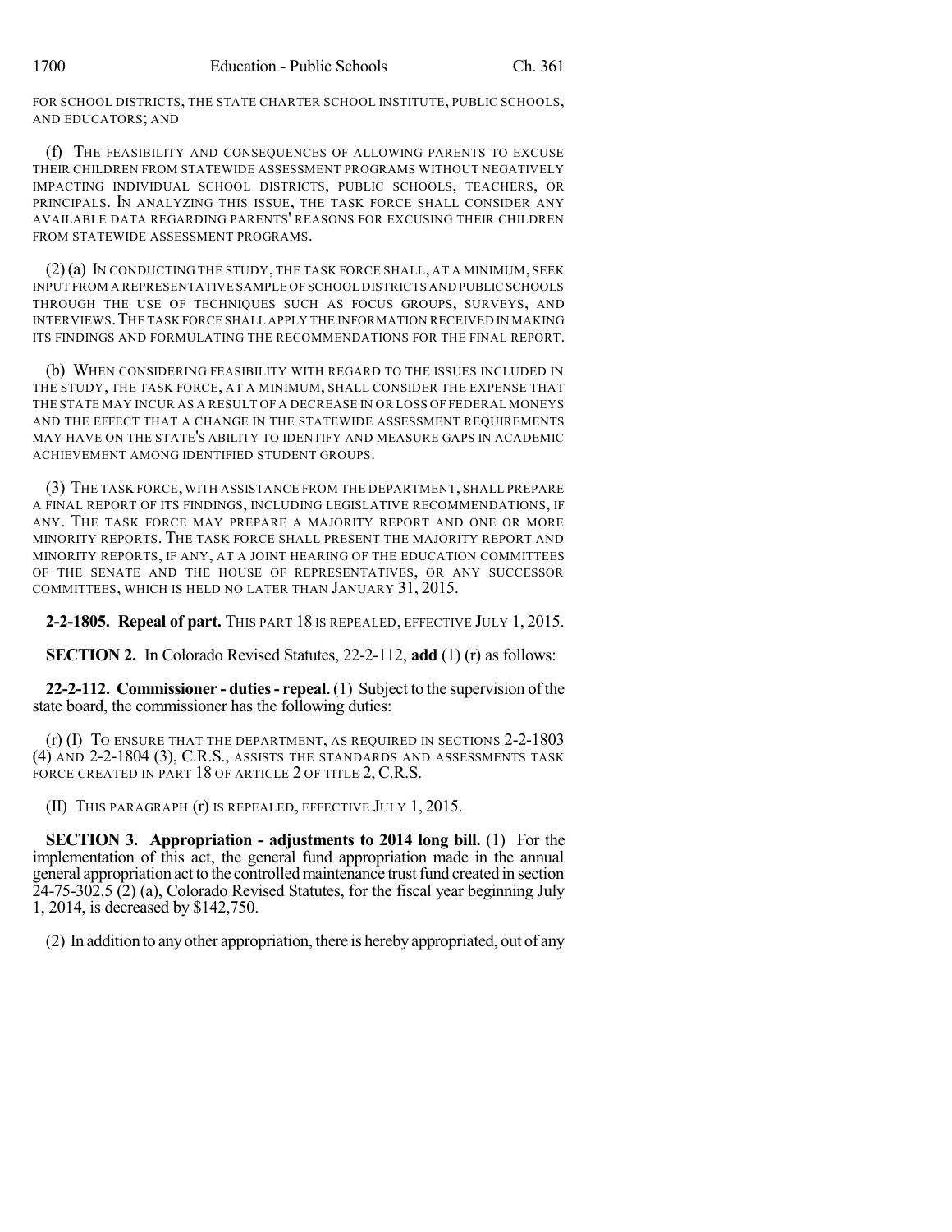FOR SCHOOL DISTRICTS, THE STATE CHARTER SCHOOL INSTITUTE, PUBLIC SCHOOLS, AND EDUCATORS; AND

(f) THE FEASIBILITY AND CONSEQUENCES OF ALLOWING PARENTS TO EXCUSE THEIR CHILDREN FROM STATEWIDE ASSESSMENT PROGRAMS WITHOUT NEGATIVELY IMPACTING INDIVIDUAL SCHOOL DISTRICTS, PUBLIC SCHOOLS, TEACHERS, OR PRINCIPALS. IN ANALYZING THIS ISSUE, THE TASK FORCE SHALL CONSIDER ANY AVAILABLE DATA REGARDING PARENTS' REASONS FOR EXCUSING THEIR CHILDREN FROM STATEWIDE ASSESSMENT PROGRAMS.

(2) (a) IN CONDUCTING THE STUDY, THE TASK FORCE SHALL, AT A MINIMUM, SEEK INPUT FROM A REPRESENTATIVE SAMPLE OF SCHOOL DISTRICTS AND PUBLIC SCHOOLS THROUGH THE USE OF TECHNIQUES SUCH AS FOCUS GROUPS, SURVEYS, AND INTERVIEWS. THE TASK FORCE SHALL APPLY THE INFORMATION RECEIVED IN MAKING ITS FINDINGS AND FORMULATING THE RECOMMENDATIONS FOR THE FINAL REPORT.

(b) WHEN CONSIDERING FEASIBILITY WITH REGARD TO THE ISSUES INCLUDED IN THE STUDY, THE TASK FORCE, AT A MINIMUM, SHALL CONSIDER THE EXPENSE THAT THE STATE MAY INCUR AS A RESULT OF A DECREASE IN OR LOSS OF FEDERAL MONEYS AND THE EFFECT THAT A CHANGE IN THE STATEWIDE ASSESSMENT REQUIREMENTS MAY HAVE ON THE STATE'S ABILITY TO IDENTIFY AND MEASURE GAPS IN ACADEMIC ACHIEVEMENT AMONG IDENTIFIED STUDENT GROUPS.

(3) THE TASK FORCE, WITH ASSISTANCE FROM THE DEPARTMENT, SHALL PREPARE A FINAL REPORT OF ITS FINDINGS, INCLUDING LEGISLATIVE RECOMMENDATIONS, IF ANY. THE TASK FORCE MAY PREPARE A MAJORITY REPORT AND ONE OR MORE MINORITY REPORTS. THE TASK FORCE SHALL PRESENT THE MAJORITY REPORT AND MINORITY REPORTS, IF ANY, AT A JOINT HEARING OF THE EDUCATION COMMITTEES OF THE SENATE AND THE HOUSE OF REPRESENTATIVES, OR ANY SUCCESSOR COMMITTEES, WHICH IS HELD NO LATER THAN JANUARY 31, 2015.

**2-2-1805. Repeal of part.** THIS PART 18 IS REPEALED, EFFECTIVE JULY 1, 2015.

**SECTION 2.** In Colorado Revised Statutes, 22-2-112, **add** (1) (r) as follows:

**22-2-112. Commissioner - duties - repeal.** (1) Subject to the supervision of the state board, the commissioner has the following duties:

(r) (I) TO ENSURE THAT THE DEPARTMENT, AS REQUIRED IN SECTIONS 2-2-1803 (4) AND 2-2-1804 (3), C.R.S., ASSISTS THE STANDARDS AND ASSESSMENTS TASK FORCE CREATED IN PART 18 OF ARTICLE 2 OF TITLE 2, C.R.S.

(II) THIS PARAGRAPH (r) IS REPEALED, EFFECTIVE JULY 1, 2015.

**SECTION 3. Appropriation - adjustments to 2014 long bill.** (1) For the implementation of this act, the general fund appropriation made in the annual general appropriation act to the controlled maintenance trust fund created in section 24-75-302.5 (2) (a), Colorado Revised Statutes, for the fiscal year beginning July 1, 2014, is decreased by $142,750.

(2) In addition to any other appropriation, there is hereby appropriated, out of any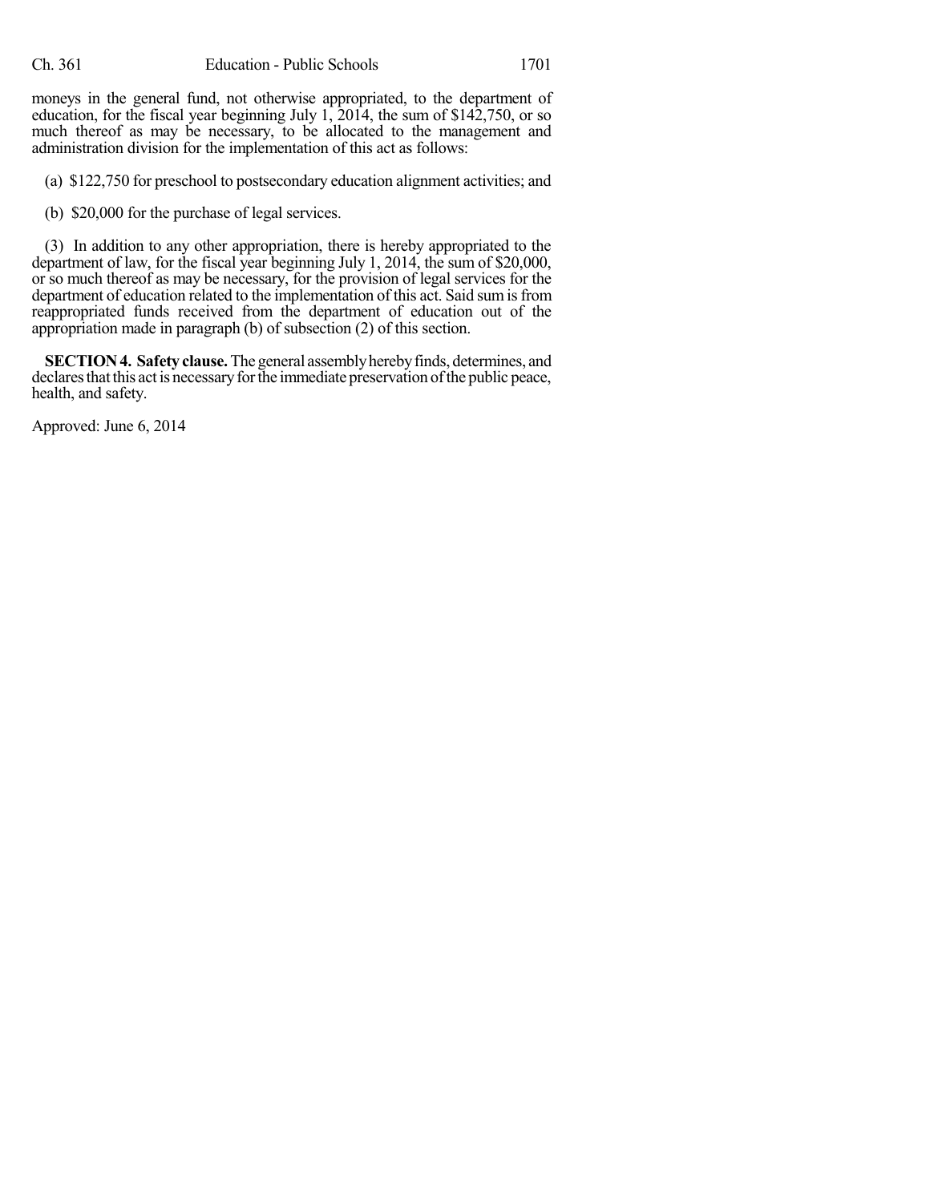moneys in the general fund, not otherwise appropriated, to the department of education, for the fiscal year beginning July 1, 2014, the sum of $142,750, or so much thereof as may be necessary, to be allocated to the management and administration division for the implementation of this act as follows:

(a) $122,750 for preschool to postsecondary education alignment activities; and

(b) $20,000 for the purchase of legal services.

(3) In addition to any other appropriation, there is hereby appropriated to the department of law, for the fiscal year beginning July 1, 2014, the sum of $20,000, or so much thereof as may be necessary, for the provision of legal services for the department of education related to the implementation of this act. Said sum is from reappropriated funds received from the department of education out of the appropriation made in paragraph (b) of subsection (2) of this section.

**SECTION 4. Safety clause.** The general assembly hereby finds, determines, and declares that this act is necessary for the immediate preservation of the public peace, health, and safety.

Approved: June 6, 2014